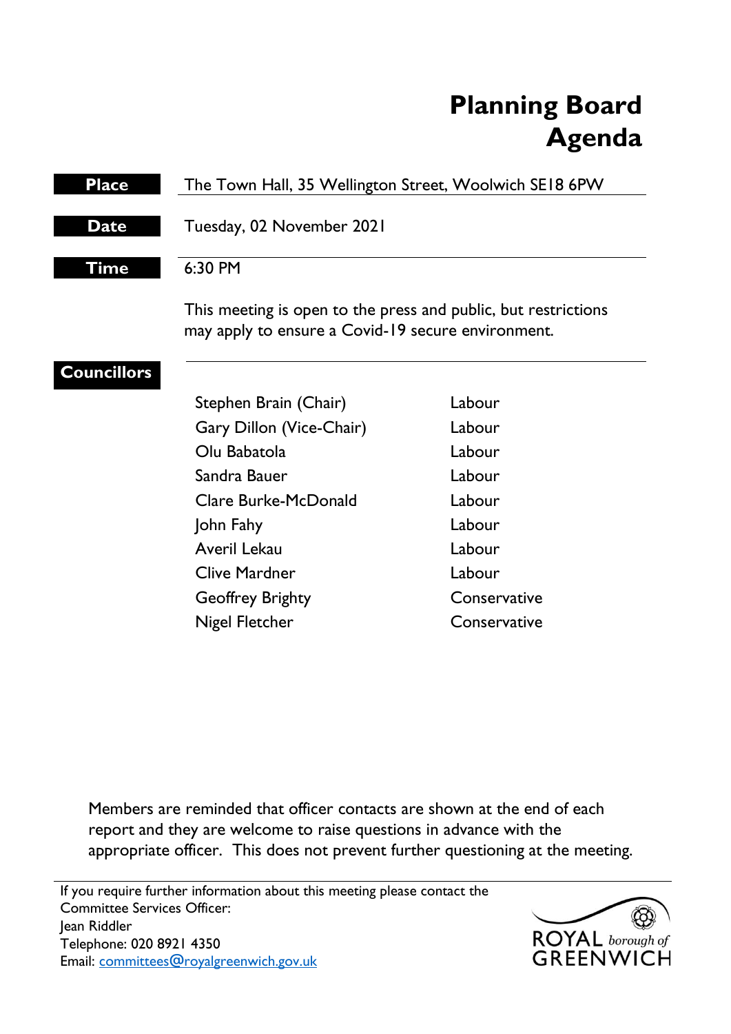# Planning Board Agenda

**Place** The Town Hall, 35 Wellington Street, Woolwich SE18 6PW

**Date** Tuesday, 02 November 2021

**Time** 6:30 PM

This meeting is open to the press and public, but restrictions may apply to ensure a Covid-19 secure environment.

**Councillors**

| | |
|---|---|
| Stephen Brain (Chair) | Labour |
| Gary Dillon (Vice-Chair) | Labour |
| Olu Babatola | Labour |
| Sandra Bauer | Labour |
| Clare Burke-McDonald | Labour |
| John Fahy | Labour |
| Averil Lekau | Labour |
| Clive Mardner | Labour |
| Geoffrey Brighty | Conservative |
| Nigel Fletcher | Conservative |

Members are reminded that officer contacts are shown at the end of each report and they are welcome to raise questions in advance with the appropriate officer. This does not prevent further questioning at the meeting.

If you require further information about this meeting please contact the Committee Services Officer:
Jean Riddler
Telephone: 020 8921 4350
Email: committees@royalgreenwich.gov.uk

ROYAL borough of GREENWICH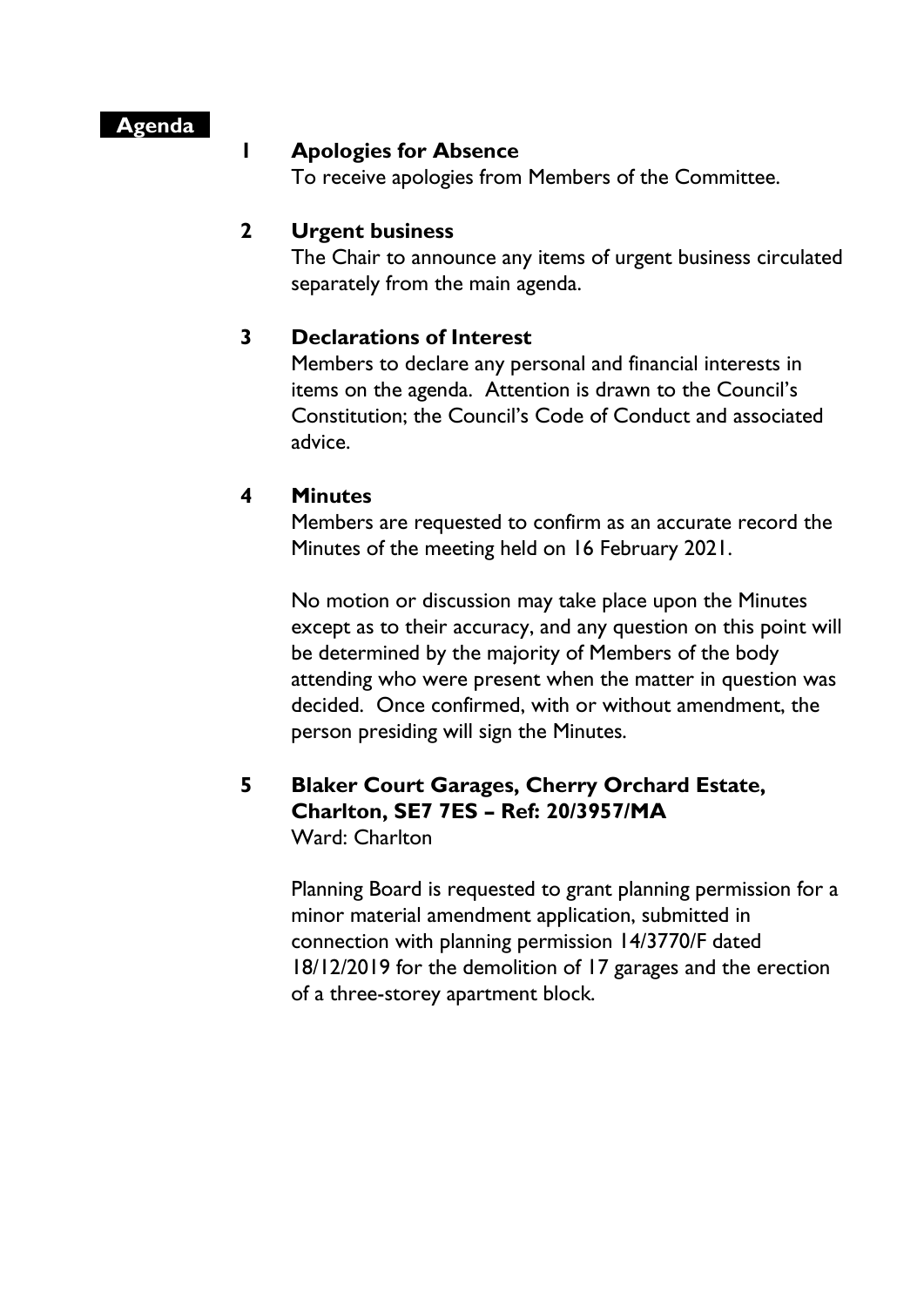**Agenda**

**1 Apologies for Absence**

To receive apologies from Members of the Committee.

**2 Urgent business**

The Chair to announce any items of urgent business circulated separately from the main agenda.

**3 Declarations of Interest**

Members to declare any personal and financial interests in items on the agenda. Attention is drawn to the Council's Constitution; the Council's Code of Conduct and associated advice.

**4 Minutes**

Members are requested to confirm as an accurate record the Minutes of the meeting held on 16 February 2021.

No motion or discussion may take place upon the Minutes except as to their accuracy, and any question on this point will be determined by the majority of Members of the body attending who were present when the matter in question was decided. Once confirmed, with or without amendment, the person presiding will sign the Minutes.

**5 Blaker Court Garages, Cherry Orchard Estate, Charlton, SE7 7ES – Ref: 20/3957/MA**

Ward: Charlton

Planning Board is requested to grant planning permission for a minor material amendment application, submitted in connection with planning permission 14/3770/F dated 18/12/2019 for the demolition of 17 garages and the erection of a three-storey apartment block.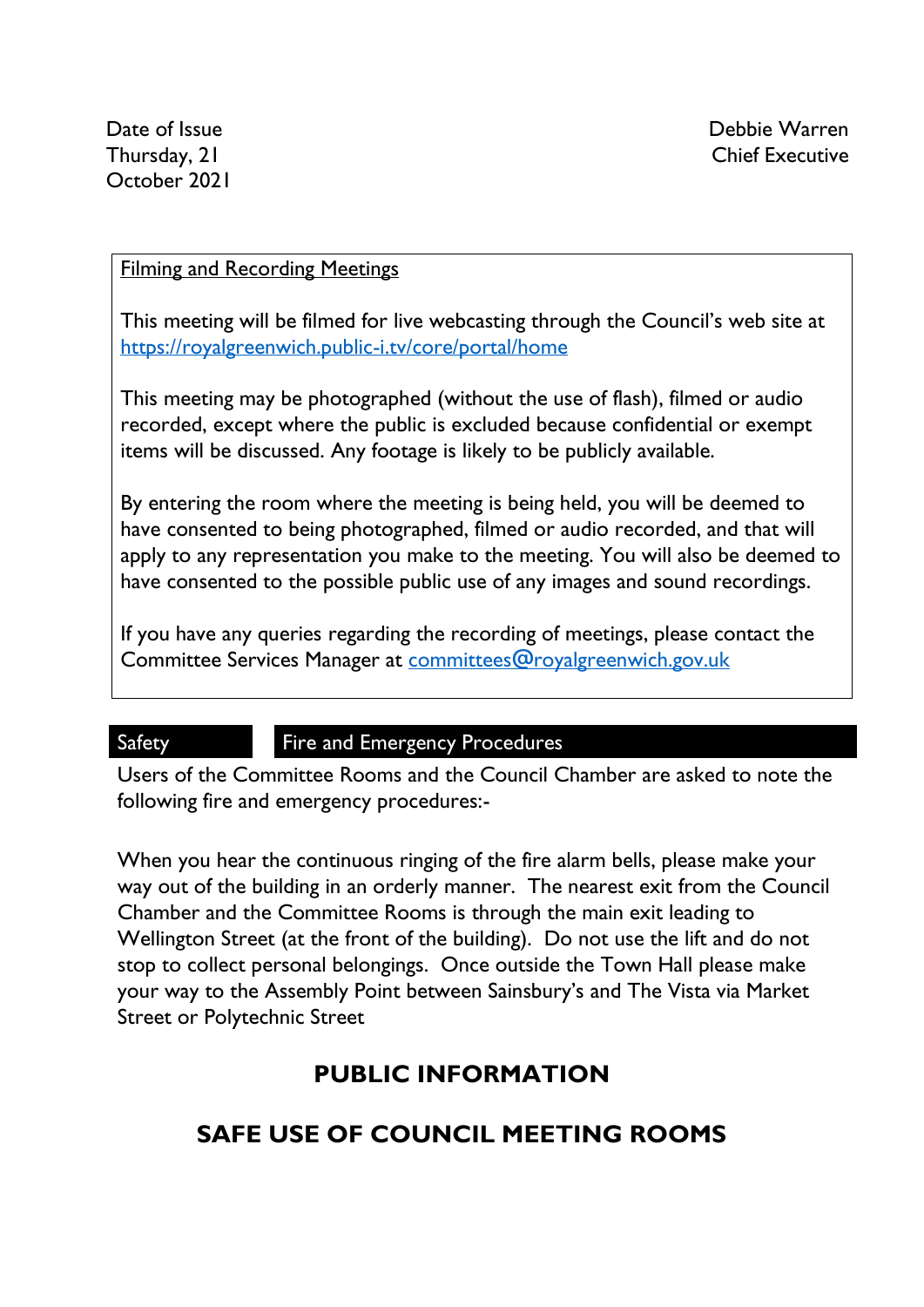Date of Issue
Thursday, 21 October 2021

Debbie Warren
Chief Executive

**Filming and Recording Meetings**

This meeting will be filmed for live webcasting through the Council's web site at https://royalgreenwich.public-i.tv/core/portal/home

This meeting may be photographed (without the use of flash), filmed or audio recorded, except where the public is excluded because confidential or exempt items will be discussed. Any footage is likely to be publicly available.

By entering the room where the meeting is being held, you will be deemed to have consented to being photographed, filmed or audio recorded, and that will apply to any representation you make to the meeting. You will also be deemed to have consented to the possible public use of any images and sound recordings.

If you have any queries regarding the recording of meetings, please contact the Committee Services Manager at committees@royalgreenwich.gov.uk

**Safety** | **Fire and Emergency Procedures**

Users of the Committee Rooms and the Council Chamber are asked to note the following fire and emergency procedures:-

When you hear the continuous ringing of the fire alarm bells, please make your way out of the building in an orderly manner. The nearest exit from the Council Chamber and the Committee Rooms is through the main exit leading to Wellington Street (at the front of the building). Do not use the lift and do not stop to collect personal belongings. Once outside the Town Hall please make your way to the Assembly Point between Sainsbury's and The Vista via Market Street or Polytechnic Street

# PUBLIC INFORMATION

# SAFE USE OF COUNCIL MEETING ROOMS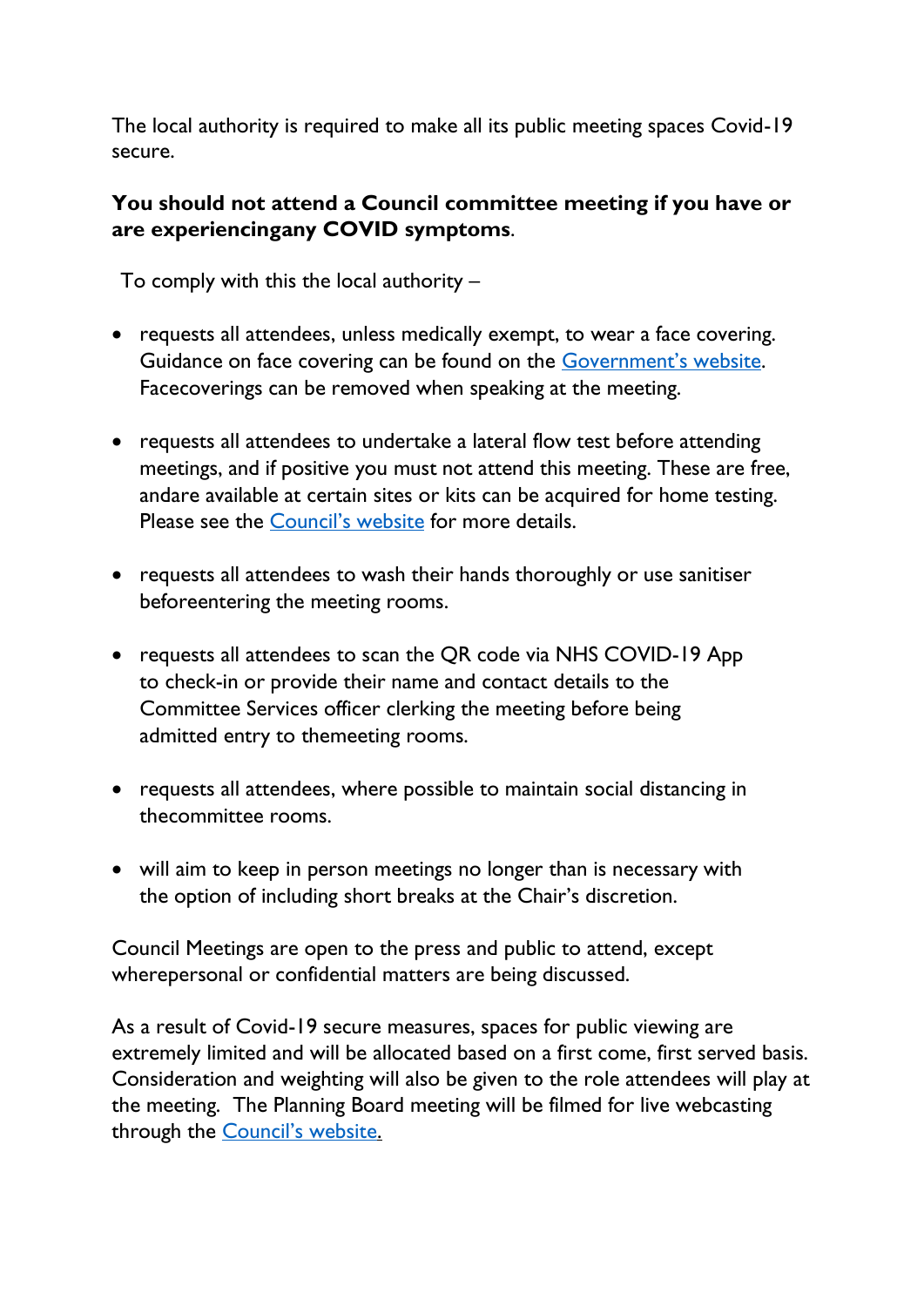The local authority is required to make all its public meeting spaces Covid-19 secure.

**You should not attend a Council committee meeting if you have or are experiencingany COVID symptoms**.

To comply with this the local authority –

- requests all attendees, unless medically exempt, to wear a face covering. Guidance on face covering can be found on the [Government's website](). Facecoverings can be removed when speaking at the meeting.
- requests all attendees to undertake a lateral flow test before attending meetings, and if positive you must not attend this meeting. These are free, andare available at certain sites or kits can be acquired for home testing. Please see the [Council's website]() for more details.
- requests all attendees to wash their hands thoroughly or use sanitiser beforeentering the meeting rooms.
- requests all attendees to scan the QR code via NHS COVID-19 App to check-in or provide their name and contact details to the Committee Services officer clerking the meeting before being admitted entry to themeeting rooms.
- requests all attendees, where possible to maintain social distancing in thecommittee rooms.
- will aim to keep in person meetings no longer than is necessary with the option of including short breaks at the Chair's discretion.

Council Meetings are open to the press and public to attend, except wherepersonal or confidential matters are being discussed.

As a result of Covid-19 secure measures, spaces for public viewing are extremely limited and will be allocated based on a first come, first served basis. Consideration and weighting will also be given to the role attendees will play at the meeting. The Planning Board meeting will be filmed for live webcasting through the [Council's website.]()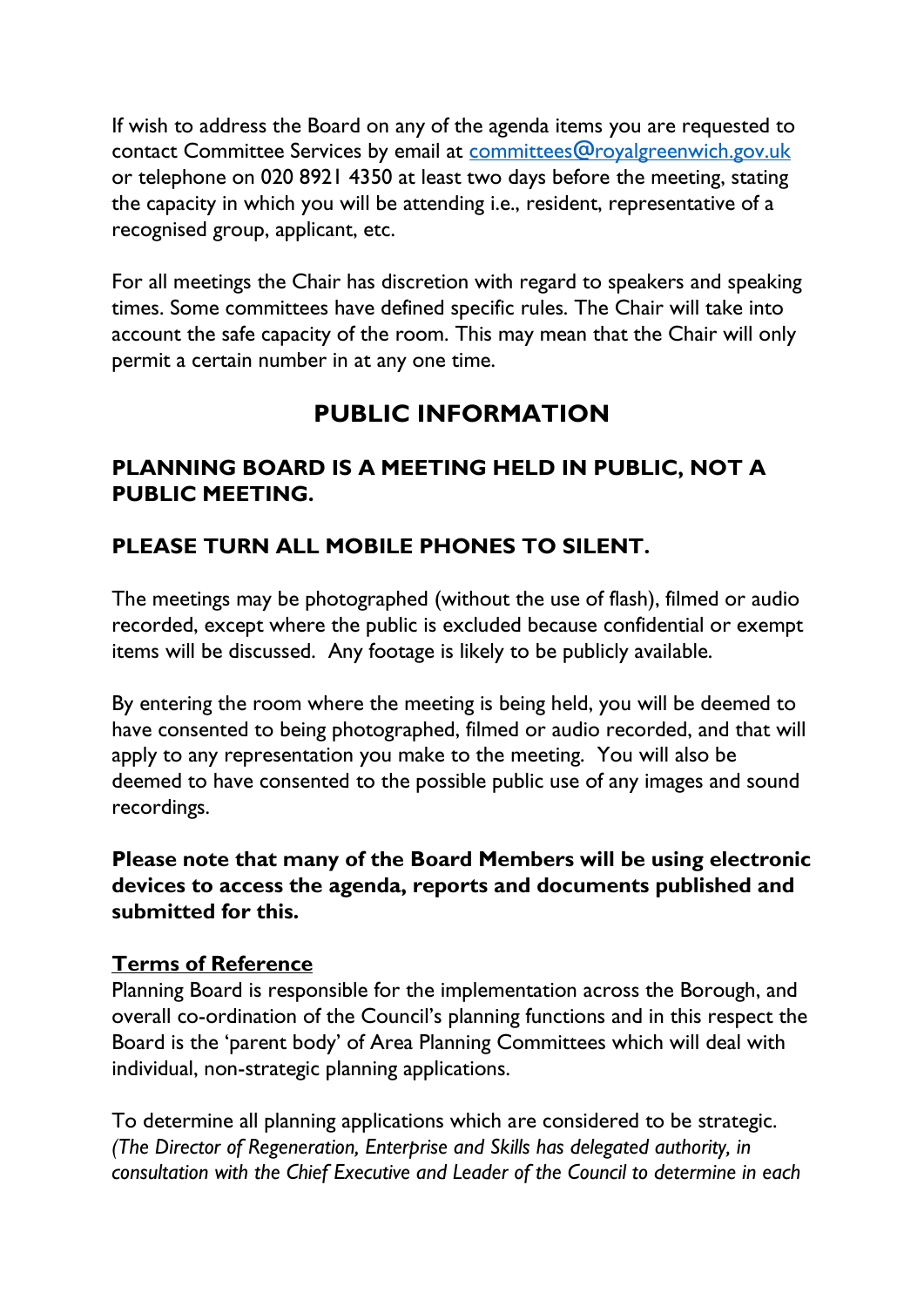If wish to address the Board on any of the agenda items you are requested to contact Committee Services by email at [committees@royalgreenwich.gov.uk](mailto:committees@royalgreenwich.gov.uk) or telephone on 020 8921 4350 at least two days before the meeting, stating the capacity in which you will be attending i.e., resident, representative of a recognised group, applicant, etc.

For all meetings the Chair has discretion with regard to speakers and speaking times. Some committees have defined specific rules. The Chair will take into account the safe capacity of the room. This may mean that the Chair will only permit a certain number in at any one time.

## PUBLIC INFORMATION

### PLANNING BOARD IS A MEETING HELD IN PUBLIC, NOT A PUBLIC MEETING.

### PLEASE TURN ALL MOBILE PHONES TO SILENT.

The meetings may be photographed (without the use of flash), filmed or audio recorded, except where the public is excluded because confidential or exempt items will be discussed. Any footage is likely to be publicly available.

By entering the room where the meeting is being held, you will be deemed to have consented to being photographed, filmed or audio recorded, and that will apply to any representation you make to the meeting. You will also be deemed to have consented to the possible public use of any images and sound recordings.

**Please note that many of the Board Members will be using electronic devices to access the agenda, reports and documents published and submitted for this.**

**Terms of Reference**

Planning Board is responsible for the implementation across the Borough, and overall co-ordination of the Council's planning functions and in this respect the Board is the 'parent body' of Area Planning Committees which will deal with individual, non-strategic planning applications.

To determine all planning applications which are considered to be strategic. *(The Director of Regeneration, Enterprise and Skills has delegated authority, in consultation with the Chief Executive and Leader of the Council to determine in each*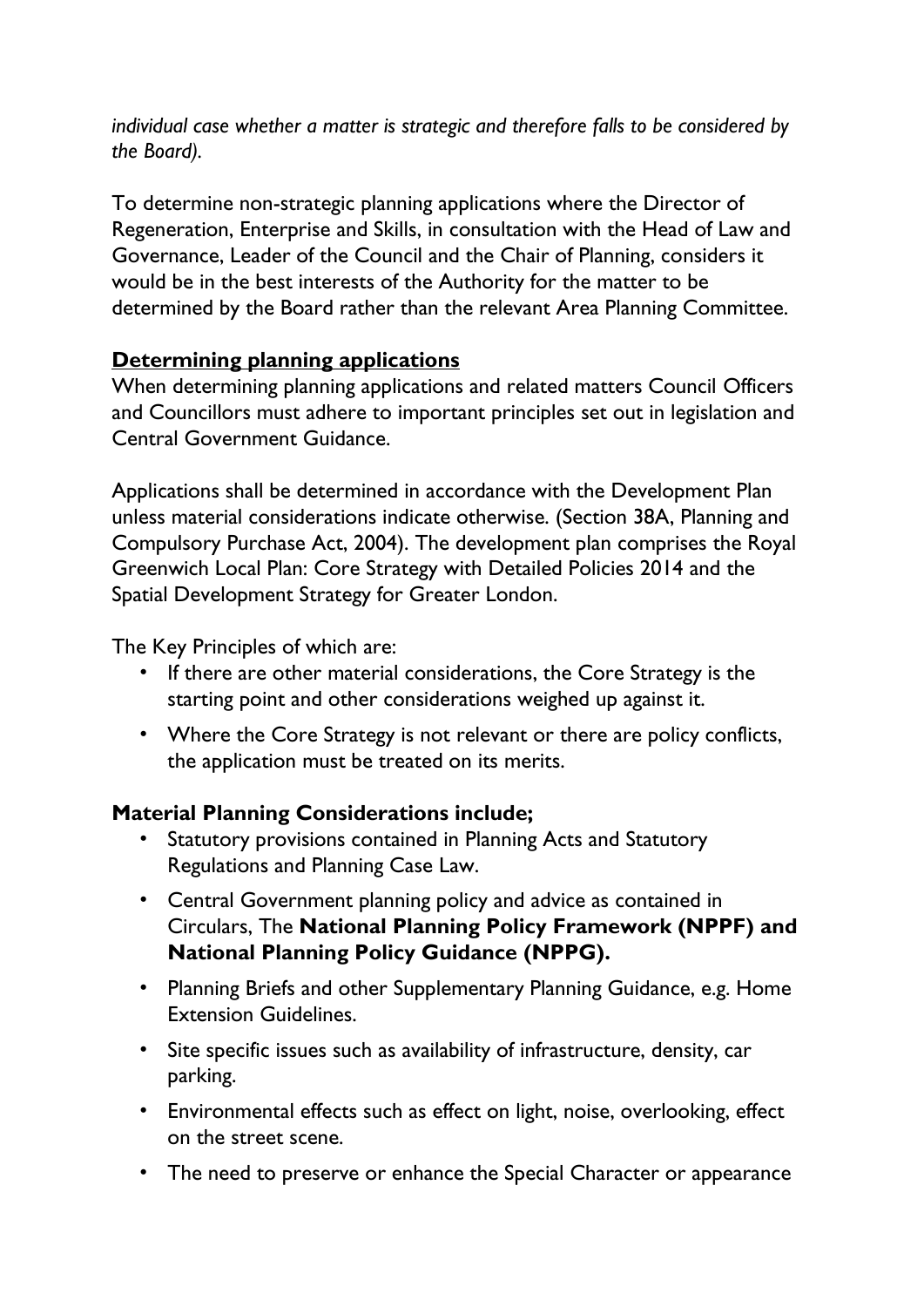*individual case whether a matter is strategic and therefore falls to be considered by the Board).*

To determine non-strategic planning applications where the Director of Regeneration, Enterprise and Skills, in consultation with the Head of Law and Governance, Leader of the Council and the Chair of Planning, considers it would be in the best interests of the Authority for the matter to be determined by the Board rather than the relevant Area Planning Committee.

## Determining planning applications

When determining planning applications and related matters Council Officers and Councillors must adhere to important principles set out in legislation and Central Government Guidance.

Applications shall be determined in accordance with the Development Plan unless material considerations indicate otherwise. (Section 38A, Planning and Compulsory Purchase Act, 2004). The development plan comprises the Royal Greenwich Local Plan: Core Strategy with Detailed Policies 2014 and the Spatial Development Strategy for Greater London.

The Key Principles of which are:

- If there are other material considerations, the Core Strategy is the starting point and other considerations weighed up against it.
- Where the Core Strategy is not relevant or there are policy conflicts, the application must be treated on its merits.

**Material Planning Considerations include;**

- Statutory provisions contained in Planning Acts and Statutory Regulations and Planning Case Law.
- Central Government planning policy and advice as contained in Circulars, The **National Planning Policy Framework (NPPF) and National Planning Policy Guidance (NPPG).**
- Planning Briefs and other Supplementary Planning Guidance, e.g. Home Extension Guidelines.
- Site specific issues such as availability of infrastructure, density, car parking.
- Environmental effects such as effect on light, noise, overlooking, effect on the street scene.
- The need to preserve or enhance the Special Character or appearance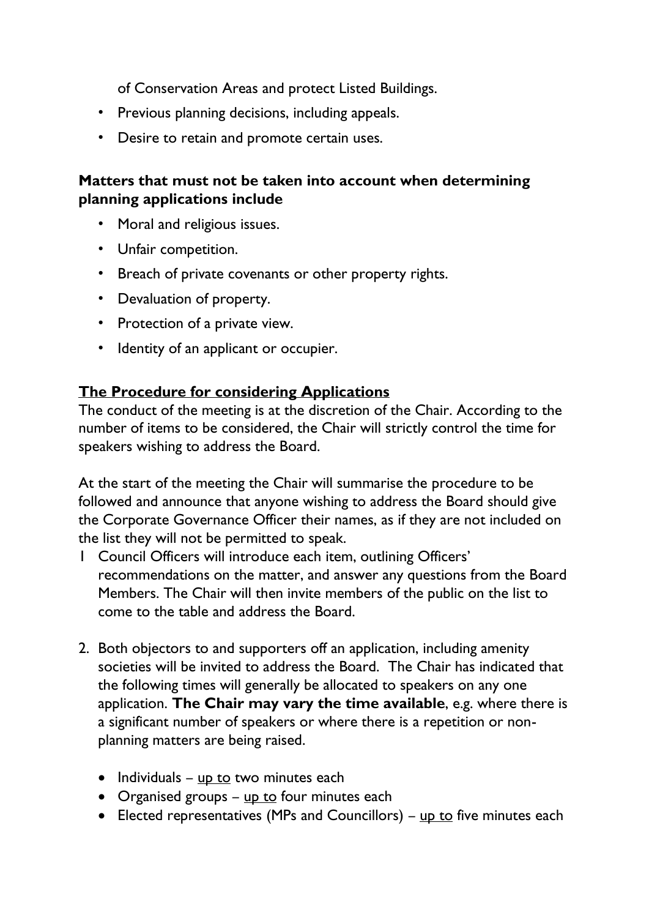of Conservation Areas and protect Listed Buildings.

- Previous planning decisions, including appeals.
- Desire to retain and promote certain uses.

**Matters that must not be taken into account when determining planning applications include**

- Moral and religious issues.
- Unfair competition.
- Breach of private covenants or other property rights.
- Devaluation of property.
- Protection of a private view.
- Identity of an applicant or occupier.

**<u>The Procedure for considering Applications</u>**

The conduct of the meeting is at the discretion of the Chair. According to the number of items to be considered, the Chair will strictly control the time for speakers wishing to address the Board.

At the start of the meeting the Chair will summarise the procedure to be followed and announce that anyone wishing to address the Board should give the Corporate Governance Officer their names, as if they are not included on the list they will not be permitted to speak.

1 Council Officers will introduce each item, outlining Officers' recommendations on the matter, and answer any questions from the Board Members. The Chair will then invite members of the public on the list to come to the table and address the Board.

2. Both objectors to and supporters off an application, including amenity societies will be invited to address the Board. The Chair has indicated that the following times will generally be allocated to speakers on any one application. **The Chair may vary the time available**, e.g. where there is a significant number of speakers or where there is a repetition or non-planning matters are being raised.

   - Individuals – <u>up to</u> two minutes each
   - Organised groups – <u>up to</u> four minutes each
   - Elected representatives (MPs and Councillors) – <u>up to</u> five minutes each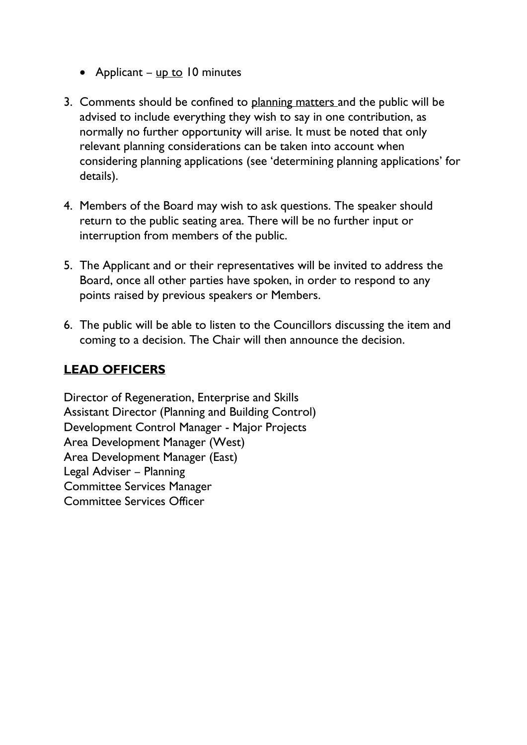- Applicant – up to 10 minutes

3. Comments should be confined to planning matters and the public will be advised to include everything they wish to say in one contribution, as normally no further opportunity will arise. It must be noted that only relevant planning considerations can be taken into account when considering planning applications (see 'determining planning applications' for details).

4. Members of the Board may wish to ask questions. The speaker should return to the public seating area. There will be no further input or interruption from members of the public.

5. The Applicant and or their representatives will be invited to address the Board, once all other parties have spoken, in order to respond to any points raised by previous speakers or Members.

6. The public will be able to listen to the Councillors discussing the item and coming to a decision. The Chair will then announce the decision.

## LEAD OFFICERS

Director of Regeneration, Enterprise and Skills
Assistant Director (Planning and Building Control)
Development Control Manager - Major Projects
Area Development Manager (West)
Area Development Manager (East)
Legal Adviser – Planning
Committee Services Manager
Committee Services Officer